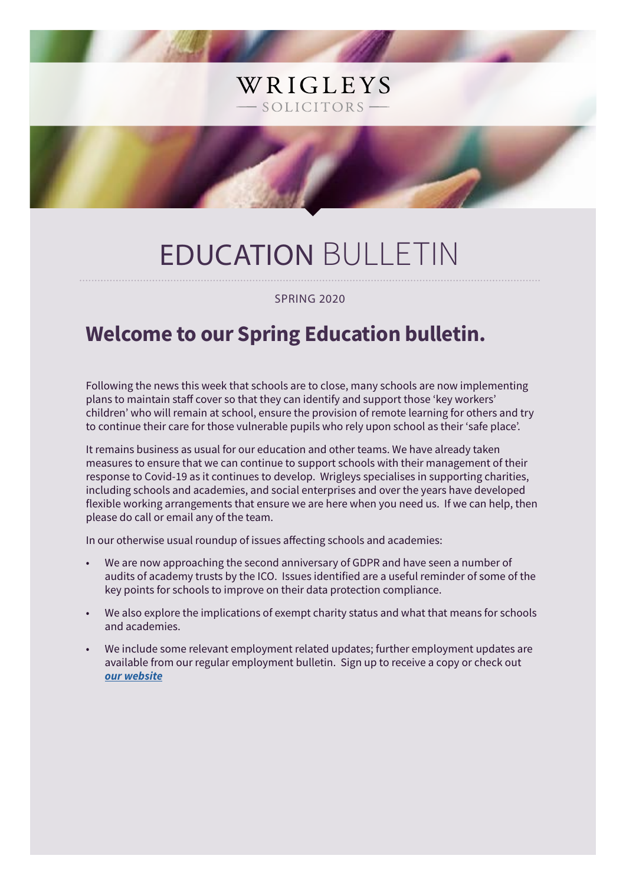WRIGLEYS
— SOLICITORS —

# EDUCATION BULLETIN

SPRING 2020

## Welcome to our Spring Education bulletin.

Following the news this week that schools are to close, many schools are now implementing plans to maintain staff cover so that they can identify and support those 'key workers' children' who will remain at school, ensure the provision of remote learning for others and try to continue their care for those vulnerable pupils who rely upon school as their 'safe place'.

It remains business as usual for our education and other teams. We have already taken measures to ensure that we can continue to support schools with their management of their response to Covid-19 as it continues to develop. Wrigleys specialises in supporting charities, including schools and academies, and social enterprises and over the years have developed flexible working arrangements that ensure we are here when you need us. If we can help, then please do call or email any of the team.

In our otherwise usual roundup of issues affecting schools and academies:

- We are now approaching the second anniversary of GDPR and have seen a number of audits of academy trusts by the ICO. Issues identified are a useful reminder of some of the key points for schools to improve on their data protection compliance.
- We also explore the implications of exempt charity status and what that means for schools and academies.
- We include some relevant employment related updates; further employment updates are available from our regular employment bulletin. Sign up to receive a copy or check out ***our website***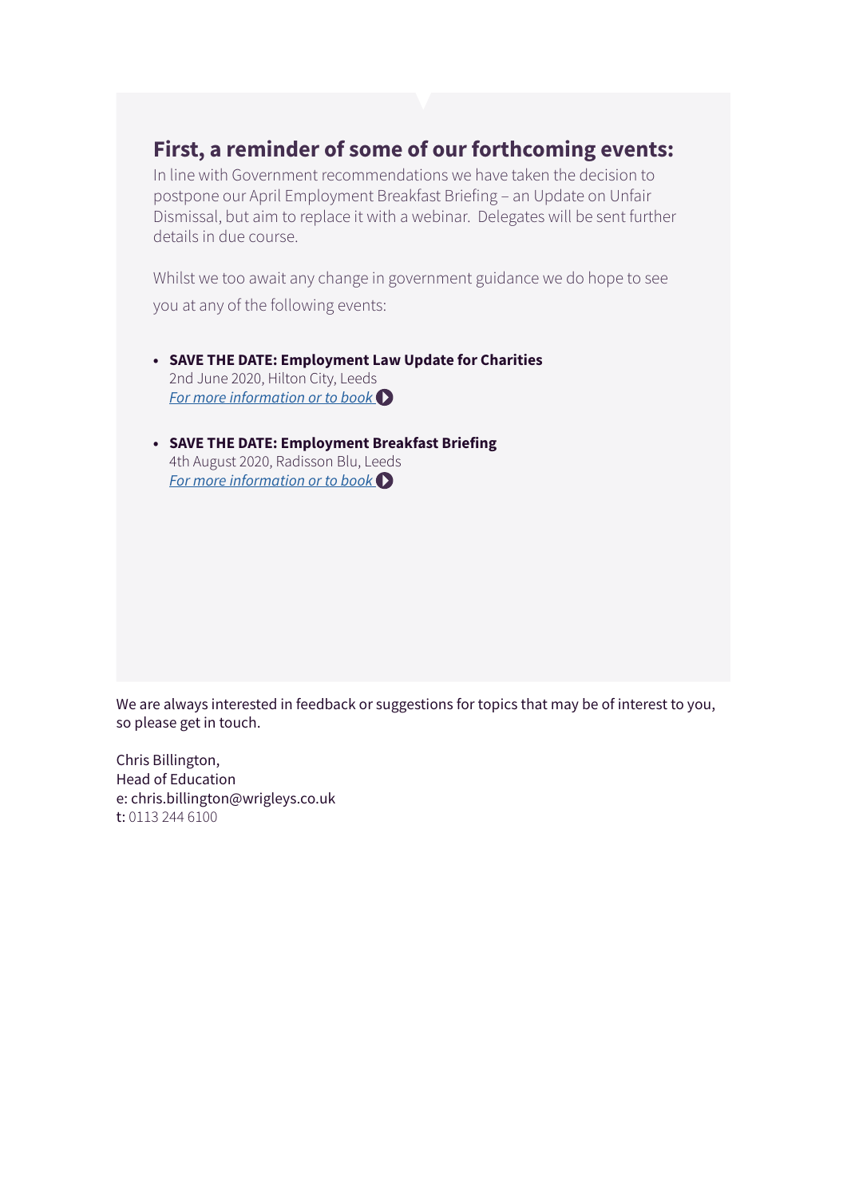## First, a reminder of some of our forthcoming events:

In line with Government recommendations we have taken the decision to postpone our April Employment Breakfast Briefing – an Update on Unfair Dismissal, but aim to replace it with a webinar. Delegates will be sent further details in due course.

Whilst we too await any change in government guidance we do hope to see you at any of the following events:

- **SAVE THE DATE: Employment Law Update for Charities**
  2nd June 2020, Hilton City, Leeds
  *For more information or to book*

- **SAVE THE DATE: Employment Breakfast Briefing**
  4th August 2020, Radisson Blu, Leeds
  *For more information or to book*

We are always interested in feedback or suggestions for topics that may be of interest to you, so please get in touch.

Chris Billington,
Head of Education
e: chris.billington@wrigleys.co.uk
t: 0113 244 6100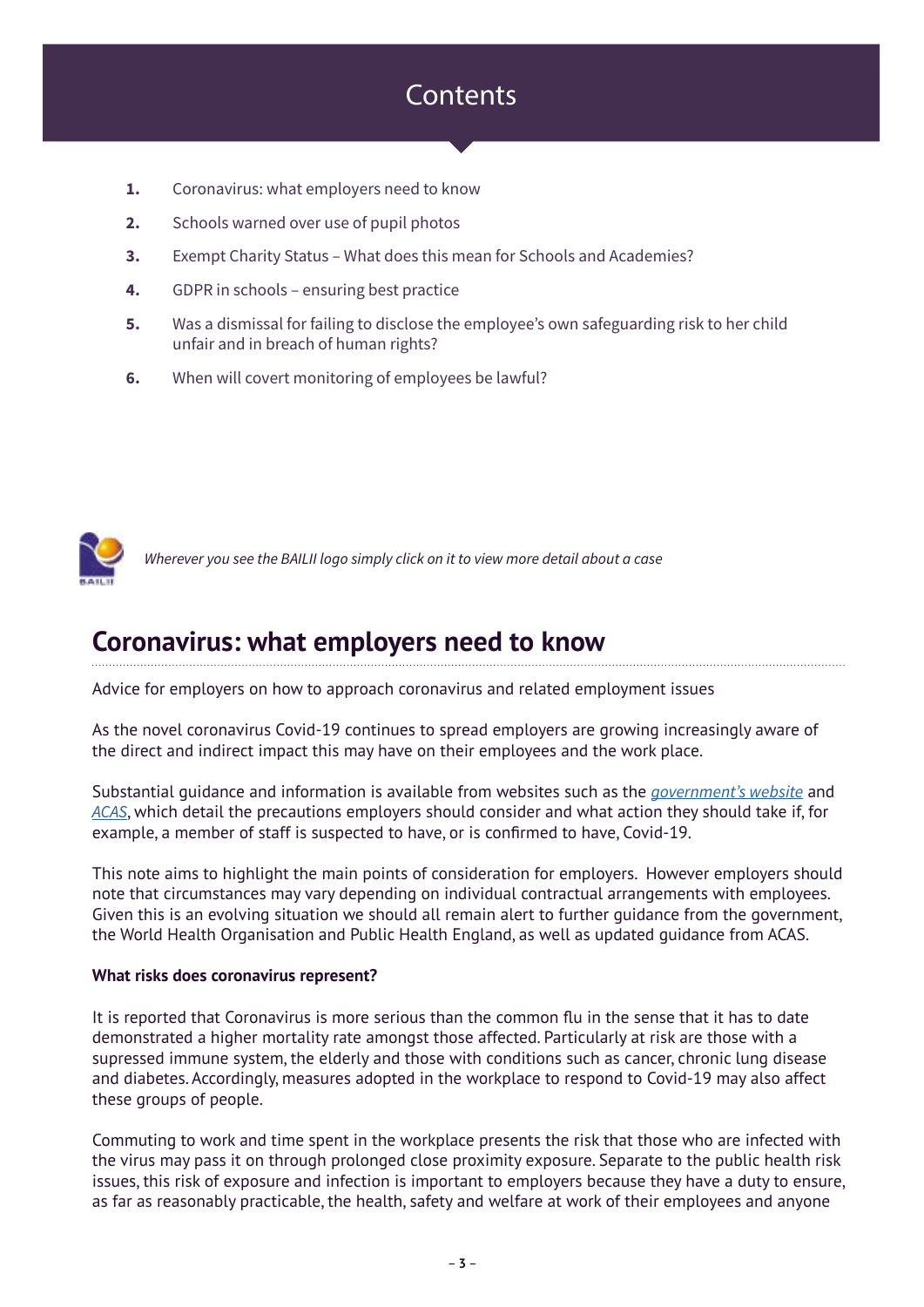# Contents

1. Coronavirus: what employers need to know
2. Schools warned over use of pupil photos
3. Exempt Charity Status – What does this mean for Schools and Academies?
4. GDPR in schools – ensuring best practice
5. Was a dismissal for failing to disclose the employee's own safeguarding risk to her child unfair and in breach of human rights?
6. When will covert monitoring of employees be lawful?

*Wherever you see the BAILII logo simply click on it to view more detail about a case*

## Coronavirus: what employers need to know

Advice for employers on how to approach coronavirus and related employment issues

As the novel coronavirus Covid-19 continues to spread employers are growing increasingly aware of the direct and indirect impact this may have on their employees and the work place.

Substantial guidance and information is available from websites such as the *government's website* and *ACAS*, which detail the precautions employers should consider and what action they should take if, for example, a member of staff is suspected to have, or is confirmed to have, Covid-19.

This note aims to highlight the main points of consideration for employers. However employers should note that circumstances may vary depending on individual contractual arrangements with employees. Given this is an evolving situation we should all remain alert to further guidance from the government, the World Health Organisation and Public Health England, as well as updated guidance from ACAS.

**What risks does coronavirus represent?**

It is reported that Coronavirus is more serious than the common flu in the sense that it has to date demonstrated a higher mortality rate amongst those affected. Particularly at risk are those with a supressed immune system, the elderly and those with conditions such as cancer, chronic lung disease and diabetes. Accordingly, measures adopted in the workplace to respond to Covid-19 may also affect these groups of people.

Commuting to work and time spent in the workplace presents the risk that those who are infected with the virus may pass it on through prolonged close proximity exposure. Separate to the public health risk issues, this risk of exposure and infection is important to employers because they have a duty to ensure, as far as reasonably practicable, the health, safety and welfare at work of their employees and anyone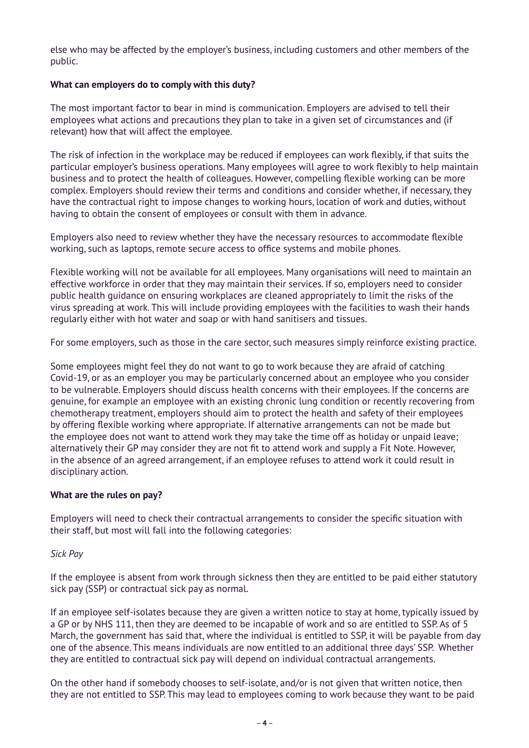else who may be affected by the employer's business, including customers and other members of the public.

**What can employers do to comply with this duty?**

The most important factor to bear in mind is communication. Employers are advised to tell their employees what actions and precautions they plan to take in a given set of circumstances and (if relevant) how that will affect the employee.

The risk of infection in the workplace may be reduced if employees can work flexibly, if that suits the particular employer's business operations. Many employees will agree to work flexibly to help maintain business and to protect the health of colleagues. However, compelling flexible working can be more complex. Employers should review their terms and conditions and consider whether, if necessary, they have the contractual right to impose changes to working hours, location of work and duties, without having to obtain the consent of employees or consult with them in advance.

Employers also need to review whether they have the necessary resources to accommodate flexible working, such as laptops, remote secure access to office systems and mobile phones.

Flexible working will not be available for all employees. Many organisations will need to maintain an effective workforce in order that they may maintain their services. If so, employers need to consider public health guidance on ensuring workplaces are cleaned appropriately to limit the risks of the virus spreading at work. This will include providing employees with the facilities to wash their hands regularly either with hot water and soap or with hand sanitisers and tissues.

For some employers, such as those in the care sector, such measures simply reinforce existing practice.

Some employees might feel they do not want to go to work because they are afraid of catching Covid-19, or as an employer you may be particularly concerned about an employee who you consider to be vulnerable. Employers should discuss health concerns with their employees. If the concerns are genuine, for example an employee with an existing chronic lung condition or recently recovering from chemotherapy treatment, employers should aim to protect the health and safety of their employees by offering flexible working where appropriate. If alternative arrangements can not be made but the employee does not want to attend work they may take the time off as holiday or unpaid leave; alternatively their GP may consider they are not fit to attend work and supply a Fit Note. However, in the absence of an agreed arrangement, if an employee refuses to attend work it could result in disciplinary action.

**What are the rules on pay?**

Employers will need to check their contractual arrangements to consider the specific situation with their staff, but most will fall into the following categories:

*Sick Pay*

If the employee is absent from work through sickness then they are entitled to be paid either statutory sick pay (SSP) or contractual sick pay as normal.

If an employee self-isolates because they are given a written notice to stay at home, typically issued by a GP or by NHS 111, then they are deemed to be incapable of work and so are entitled to SSP. As of 5 March, the government has said that, where the individual is entitled to SSP, it will be payable from day one of the absence. This means individuals are now entitled to an additional three days' SSP. Whether they are entitled to contractual sick pay will depend on individual contractual arrangements.

On the other hand if somebody chooses to self-isolate, and/or is not given that written notice, then they are not entitled to SSP. This may lead to employees coming to work because they want to be paid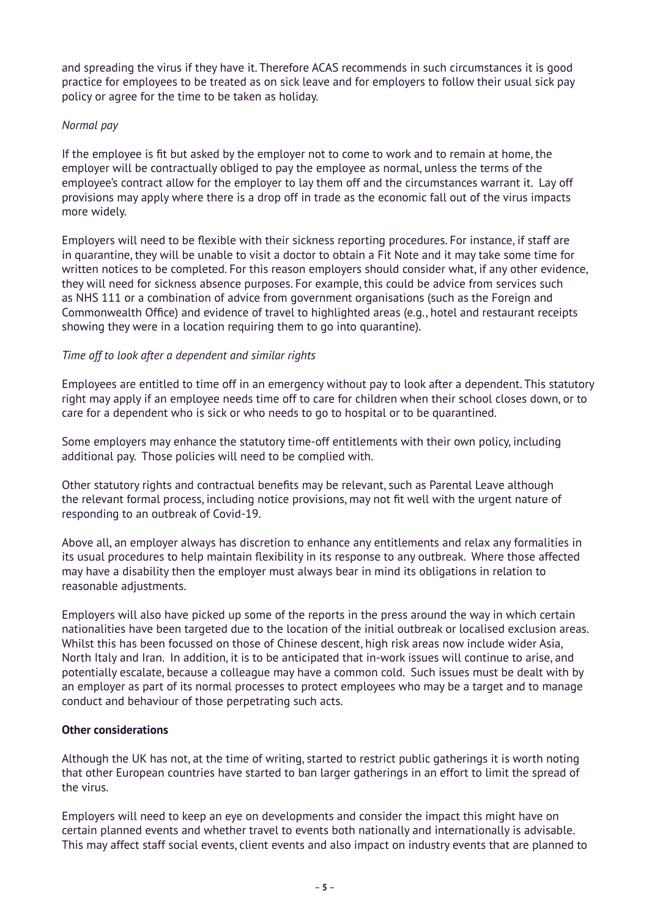and spreading the virus if they have it. Therefore ACAS recommends in such circumstances it is good practice for employees to be treated as on sick leave and for employers to follow their usual sick pay policy or agree for the time to be taken as holiday.

*Normal pay*

If the employee is fit but asked by the employer not to come to work and to remain at home, the employer will be contractually obliged to pay the employee as normal, unless the terms of the employee's contract allow for the employer to lay them off and the circumstances warrant it. Lay off provisions may apply where there is a drop off in trade as the economic fall out of the virus impacts more widely.

Employers will need to be flexible with their sickness reporting procedures. For instance, if staff are in quarantine, they will be unable to visit a doctor to obtain a Fit Note and it may take some time for written notices to be completed. For this reason employers should consider what, if any other evidence, they will need for sickness absence purposes. For example, this could be advice from services such as NHS 111 or a combination of advice from government organisations (such as the Foreign and Commonwealth Office) and evidence of travel to highlighted areas (e.g., hotel and restaurant receipts showing they were in a location requiring them to go into quarantine).

*Time off to look after a dependent and similar rights*

Employees are entitled to time off in an emergency without pay to look after a dependent. This statutory right may apply if an employee needs time off to care for children when their school closes down, or to care for a dependent who is sick or who needs to go to hospital or to be quarantined.

Some employers may enhance the statutory time-off entitlements with their own policy, including additional pay. Those policies will need to be complied with.

Other statutory rights and contractual benefits may be relevant, such as Parental Leave although the relevant formal process, including notice provisions, may not fit well with the urgent nature of responding to an outbreak of Covid-19.

Above all, an employer always has discretion to enhance any entitlements and relax any formalities in its usual procedures to help maintain flexibility in its response to any outbreak. Where those affected may have a disability then the employer must always bear in mind its obligations in relation to reasonable adjustments.

Employers will also have picked up some of the reports in the press around the way in which certain nationalities have been targeted due to the location of the initial outbreak or localised exclusion areas. Whilst this has been focussed on those of Chinese descent, high risk areas now include wider Asia, North Italy and Iran. In addition, it is to be anticipated that in-work issues will continue to arise, and potentially escalate, because a colleague may have a common cold. Such issues must be dealt with by an employer as part of its normal processes to protect employees who may be a target and to manage conduct and behaviour of those perpetrating such acts.

**Other considerations**

Although the UK has not, at the time of writing, started to restrict public gatherings it is worth noting that other European countries have started to ban larger gatherings in an effort to limit the spread of the virus.

Employers will need to keep an eye on developments and consider the impact this might have on certain planned events and whether travel to events both nationally and internationally is advisable. This may affect staff social events, client events and also impact on industry events that are planned to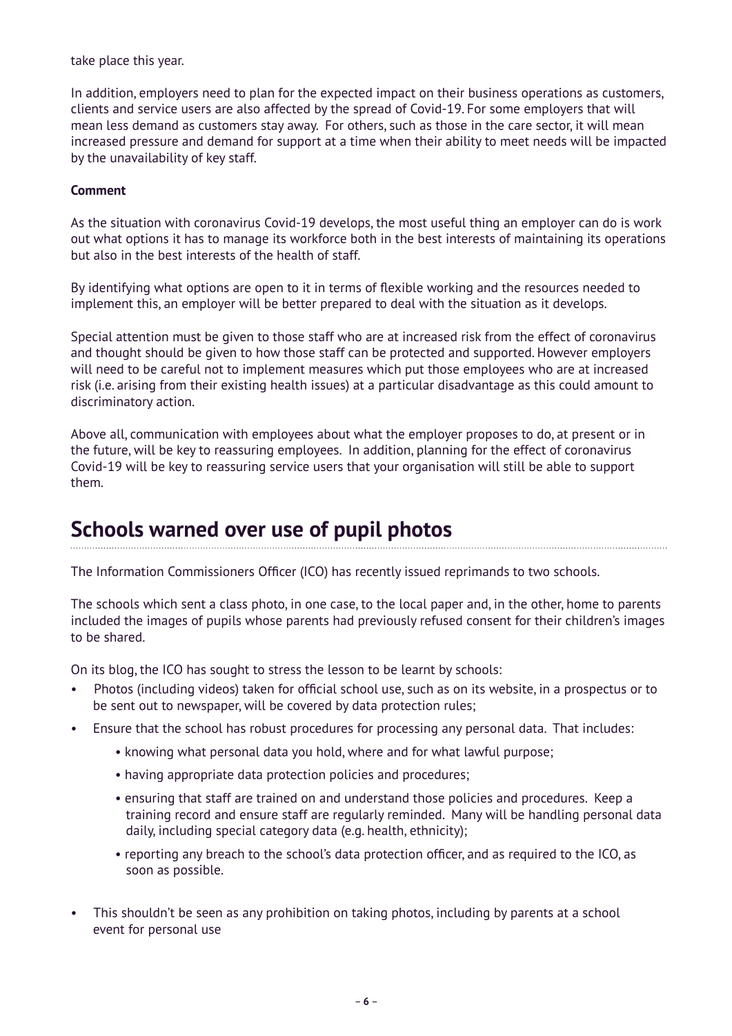take place this year.

In addition, employers need to plan for the expected impact on their business operations as customers, clients and service users are also affected by the spread of Covid-19. For some employers that will mean less demand as customers stay away. For others, such as those in the care sector, it will mean increased pressure and demand for support at a time when their ability to meet needs will be impacted by the unavailability of key staff.

**Comment**

As the situation with coronavirus Covid-19 develops, the most useful thing an employer can do is work out what options it has to manage its workforce both in the best interests of maintaining its operations but also in the best interests of the health of staff.

By identifying what options are open to it in terms of flexible working and the resources needed to implement this, an employer will be better prepared to deal with the situation as it develops.

Special attention must be given to those staff who are at increased risk from the effect of coronavirus and thought should be given to how those staff can be protected and supported. However employers will need to be careful not to implement measures which put those employees who are at increased risk (i.e. arising from their existing health issues) at a particular disadvantage as this could amount to discriminatory action.

Above all, communication with employees about what the employer proposes to do, at present or in the future, will be key to reassuring employees. In addition, planning for the effect of coronavirus Covid-19 will be key to reassuring service users that your organisation will still be able to support them.

## Schools warned over use of pupil photos

The Information Commissioners Officer (ICO) has recently issued reprimands to two schools.

The schools which sent a class photo, in one case, to the local paper and, in the other, home to parents included the images of pupils whose parents had previously refused consent for their children's images to be shared.

On its blog, the ICO has sought to stress the lesson to be learnt by schools:

- Photos (including videos) taken for official school use, such as on its website, in a prospectus or to be sent out to newspaper, will be covered by data protection rules;
- Ensure that the school has robust procedures for processing any personal data. That includes:
  - knowing what personal data you hold, where and for what lawful purpose;
  - having appropriate data protection policies and procedures;
  - ensuring that staff are trained on and understand those policies and procedures. Keep a training record and ensure staff are regularly reminded. Many will be handling personal data daily, including special category data (e.g. health, ethnicity);
  - reporting any breach to the school's data protection officer, and as required to the ICO, as soon as possible.
- This shouldn't be seen as any prohibition on taking photos, including by parents at a school event for personal use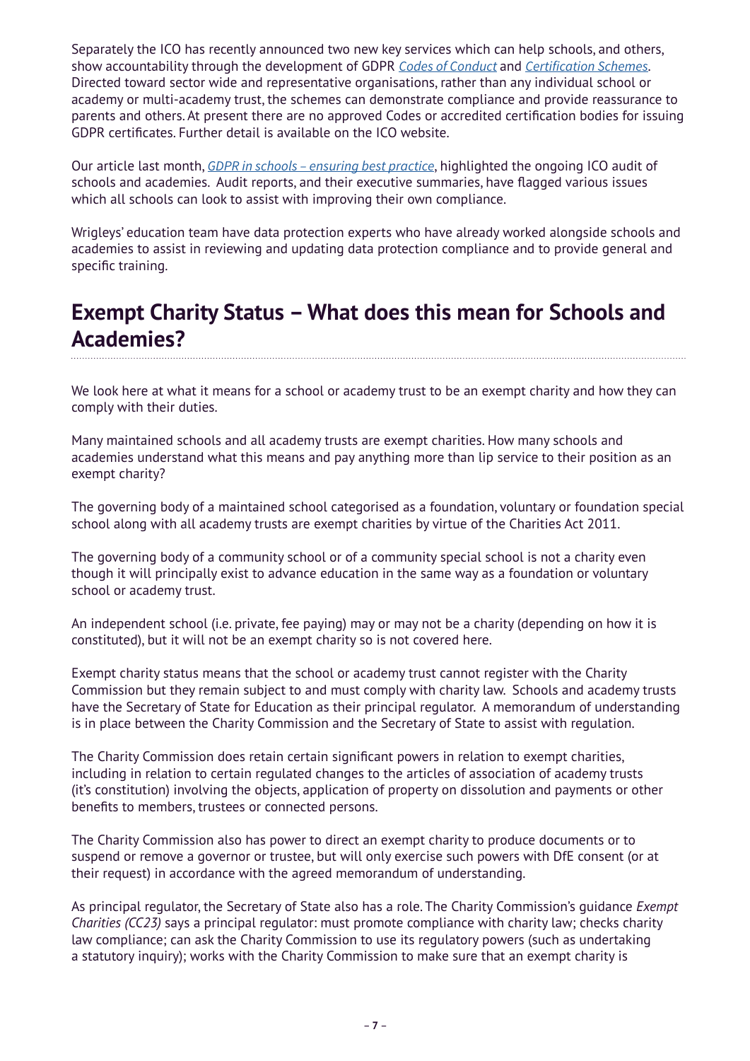Separately the ICO has recently announced two new key services which can help schools, and others, show accountability through the development of GDPR *Codes of Conduct* and *Certification Schemes*. Directed toward sector wide and representative organisations, rather than any individual school or academy or multi-academy trust, the schemes can demonstrate compliance and provide reassurance to parents and others. At present there are no approved Codes or accredited certification bodies for issuing GDPR certificates. Further detail is available on the ICO website.

Our article last month, *GDPR in schools – ensuring best practice*, highlighted the ongoing ICO audit of schools and academies. Audit reports, and their executive summaries, have flagged various issues which all schools can look to assist with improving their own compliance.

Wrigleys' education team have data protection experts who have already worked alongside schools and academies to assist in reviewing and updating data protection compliance and to provide general and specific training.

## Exempt Charity Status – What does this mean for Schools and Academies?

We look here at what it means for a school or academy trust to be an exempt charity and how they can comply with their duties.

Many maintained schools and all academy trusts are exempt charities. How many schools and academies understand what this means and pay anything more than lip service to their position as an exempt charity?

The governing body of a maintained school categorised as a foundation, voluntary or foundation special school along with all academy trusts are exempt charities by virtue of the Charities Act 2011.

The governing body of a community school or of a community special school is not a charity even though it will principally exist to advance education in the same way as a foundation or voluntary school or academy trust.

An independent school (i.e. private, fee paying) may or may not be a charity (depending on how it is constituted), but it will not be an exempt charity so is not covered here.

Exempt charity status means that the school or academy trust cannot register with the Charity Commission but they remain subject to and must comply with charity law. Schools and academy trusts have the Secretary of State for Education as their principal regulator. A memorandum of understanding is in place between the Charity Commission and the Secretary of State to assist with regulation.

The Charity Commission does retain certain significant powers in relation to exempt charities, including in relation to certain regulated changes to the articles of association of academy trusts (it's constitution) involving the objects, application of property on dissolution and payments or other benefits to members, trustees or connected persons.

The Charity Commission also has power to direct an exempt charity to produce documents or to suspend or remove a governor or trustee, but will only exercise such powers with DfE consent (or at their request) in accordance with the agreed memorandum of understanding.

As principal regulator, the Secretary of State also has a role. The Charity Commission's guidance *Exempt Charities (CC23)* says a principal regulator: must promote compliance with charity law; checks charity law compliance; can ask the Charity Commission to use its regulatory powers (such as undertaking a statutory inquiry); works with the Charity Commission to make sure that an exempt charity is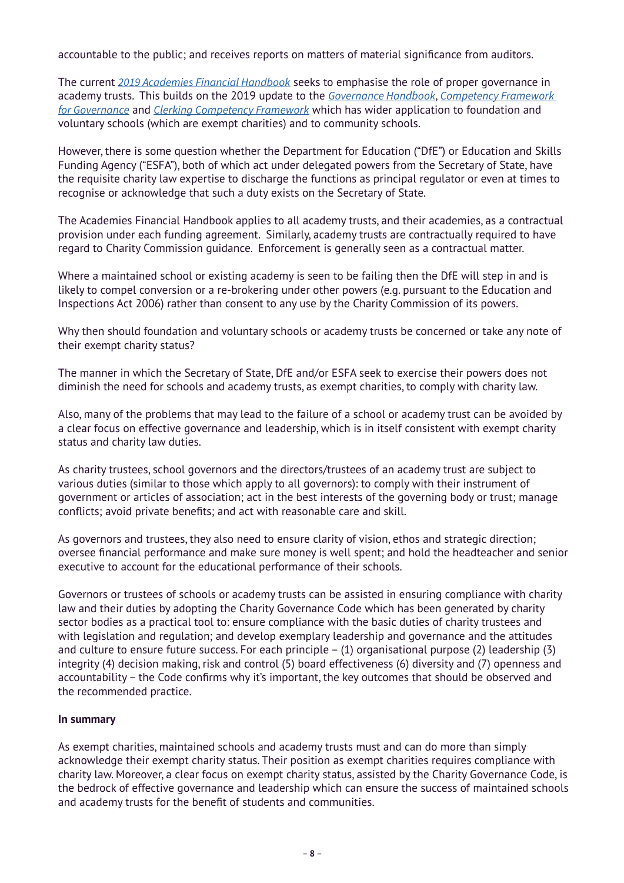accountable to the public; and receives reports on matters of material significance from auditors.

The current *2019 Academies Financial Handbook* seeks to emphasise the role of proper governance in academy trusts. This builds on the 2019 update to the *Governance Handbook*, *Competency Framework for Governance* and *Clerking Competency Framework* which has wider application to foundation and voluntary schools (which are exempt charities) and to community schools.

However, there is some question whether the Department for Education ("DfE") or Education and Skills Funding Agency ("ESFA"), both of which act under delegated powers from the Secretary of State, have the requisite charity law expertise to discharge the functions as principal regulator or even at times to recognise or acknowledge that such a duty exists on the Secretary of State.

The Academies Financial Handbook applies to all academy trusts, and their academies, as a contractual provision under each funding agreement. Similarly, academy trusts are contractually required to have regard to Charity Commission guidance. Enforcement is generally seen as a contractual matter.

Where a maintained school or existing academy is seen to be failing then the DfE will step in and is likely to compel conversion or a re-brokering under other powers (e.g. pursuant to the Education and Inspections Act 2006) rather than consent to any use by the Charity Commission of its powers.

Why then should foundation and voluntary schools or academy trusts be concerned or take any note of their exempt charity status?

The manner in which the Secretary of State, DfE and/or ESFA seek to exercise their powers does not diminish the need for schools and academy trusts, as exempt charities, to comply with charity law.

Also, many of the problems that may lead to the failure of a school or academy trust can be avoided by a clear focus on effective governance and leadership, which is in itself consistent with exempt charity status and charity law duties.

As charity trustees, school governors and the directors/trustees of an academy trust are subject to various duties (similar to those which apply to all governors): to comply with their instrument of government or articles of association; act in the best interests of the governing body or trust; manage conflicts; avoid private benefits; and act with reasonable care and skill.

As governors and trustees, they also need to ensure clarity of vision, ethos and strategic direction; oversee financial performance and make sure money is well spent; and hold the headteacher and senior executive to account for the educational performance of their schools.

Governors or trustees of schools or academy trusts can be assisted in ensuring compliance with charity law and their duties by adopting the Charity Governance Code which has been generated by charity sector bodies as a practical tool to: ensure compliance with the basic duties of charity trustees and with legislation and regulation; and develop exemplary leadership and governance and the attitudes and culture to ensure future success. For each principle – (1) organisational purpose (2) leadership (3) integrity (4) decision making, risk and control (5) board effectiveness (6) diversity and (7) openness and accountability – the Code confirms why it's important, the key outcomes that should be observed and the recommended practice.

**In summary**

As exempt charities, maintained schools and academy trusts must and can do more than simply acknowledge their exempt charity status. Their position as exempt charities requires compliance with charity law. Moreover, a clear focus on exempt charity status, assisted by the Charity Governance Code, is the bedrock of effective governance and leadership which can ensure the success of maintained schools and academy trusts for the benefit of students and communities.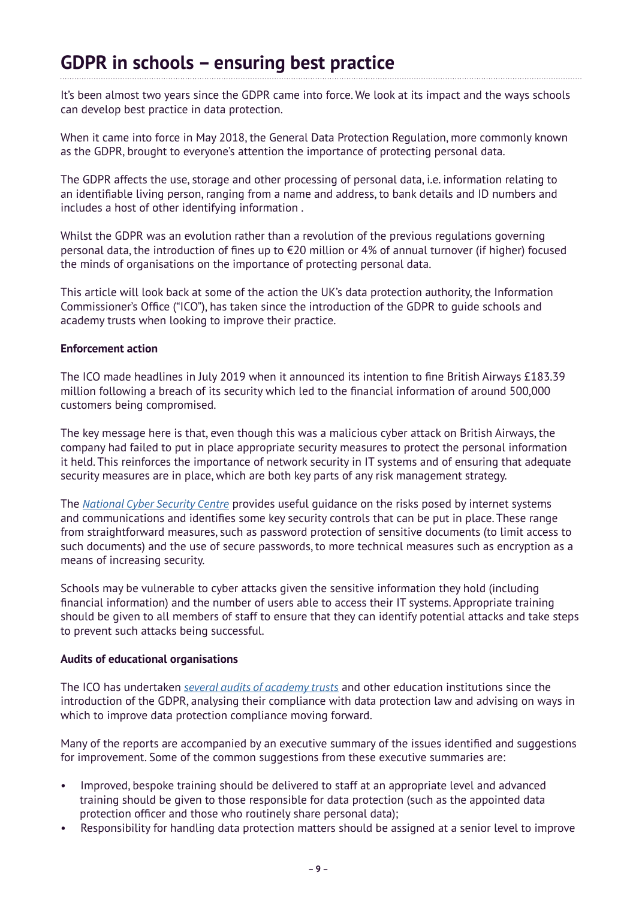# GDPR in schools – ensuring best practice

It's been almost two years since the GDPR came into force. We look at its impact and the ways schools can develop best practice in data protection.

When it came into force in May 2018, the General Data Protection Regulation, more commonly known as the GDPR, brought to everyone's attention the importance of protecting personal data.

The GDPR affects the use, storage and other processing of personal data, i.e. information relating to an identifiable living person, ranging from a name and address, to bank details and ID numbers and includes a host of other identifying information .

Whilst the GDPR was an evolution rather than a revolution of the previous regulations governing personal data, the introduction of fines up to €20 million or 4% of annual turnover (if higher) focused the minds of organisations on the importance of protecting personal data.

This article will look back at some of the action the UK's data protection authority, the Information Commissioner's Office ("ICO"), has taken since the introduction of the GDPR to guide schools and academy trusts when looking to improve their practice.

**Enforcement action**

The ICO made headlines in July 2019 when it announced its intention to fine British Airways £183.39 million following a breach of its security which led to the financial information of around 500,000 customers being compromised.

The key message here is that, even though this was a malicious cyber attack on British Airways, the company had failed to put in place appropriate security measures to protect the personal information it held. This reinforces the importance of network security in IT systems and of ensuring that adequate security measures are in place, which are both key parts of any risk management strategy.

The *National Cyber Security Centre* provides useful guidance on the risks posed by internet systems and communications and identifies some key security controls that can be put in place. These range from straightforward measures, such as password protection of sensitive documents (to limit access to such documents) and the use of secure passwords, to more technical measures such as encryption as a means of increasing security.

Schools may be vulnerable to cyber attacks given the sensitive information they hold (including financial information) and the number of users able to access their IT systems. Appropriate training should be given to all members of staff to ensure that they can identify potential attacks and take steps to prevent such attacks being successful.

**Audits of educational organisations**

The ICO has undertaken *several audits of academy trusts* and other education institutions since the introduction of the GDPR, analysing their compliance with data protection law and advising on ways in which to improve data protection compliance moving forward.

Many of the reports are accompanied by an executive summary of the issues identified and suggestions for improvement. Some of the common suggestions from these executive summaries are:

- Improved, bespoke training should be delivered to staff at an appropriate level and advanced training should be given to those responsible for data protection (such as the appointed data protection officer and those who routinely share personal data);
- Responsibility for handling data protection matters should be assigned at a senior level to improve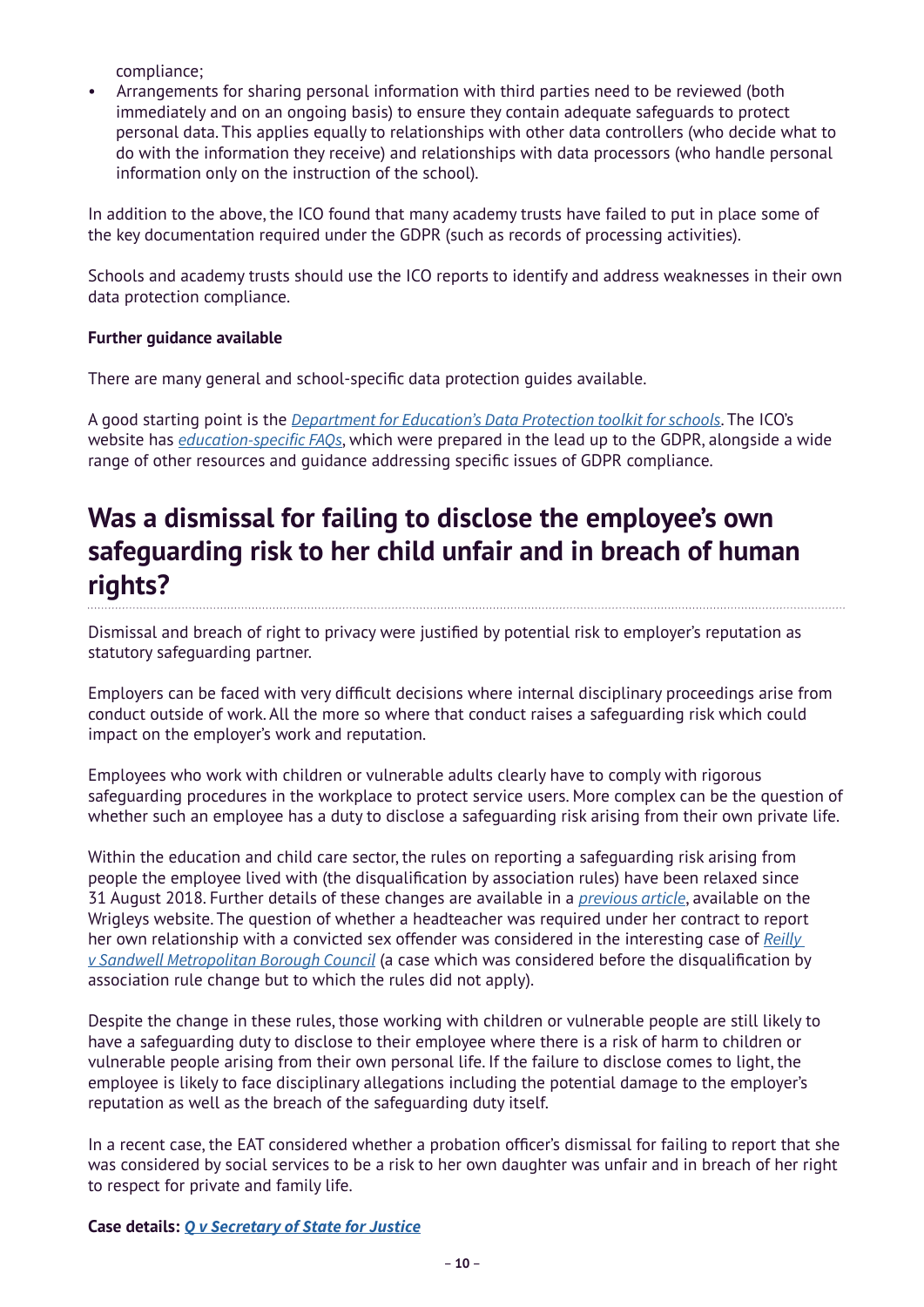compliance;

- Arrangements for sharing personal information with third parties need to be reviewed (both immediately and on an ongoing basis) to ensure they contain adequate safeguards to protect personal data. This applies equally to relationships with other data controllers (who decide what to do with the information they receive) and relationships with data processors (who handle personal information only on the instruction of the school).

In addition to the above, the ICO found that many academy trusts have failed to put in place some of the key documentation required under the GDPR (such as records of processing activities).

Schools and academy trusts should use the ICO reports to identify and address weaknesses in their own data protection compliance.

**Further guidance available**

There are many general and school-specific data protection guides available.

A good starting point is the *Department for Education's Data Protection toolkit for schools*. The ICO's website has *education-specific FAQs*, which were prepared in the lead up to the GDPR, alongside a wide range of other resources and guidance addressing specific issues of GDPR compliance.

# Was a dismissal for failing to disclose the employee's own safeguarding risk to her child unfair and in breach of human rights?

Dismissal and breach of right to privacy were justified by potential risk to employer's reputation as statutory safeguarding partner.

Employers can be faced with very difficult decisions where internal disciplinary proceedings arise from conduct outside of work. All the more so where that conduct raises a safeguarding risk which could impact on the employer's work and reputation.

Employees who work with children or vulnerable adults clearly have to comply with rigorous safeguarding procedures in the workplace to protect service users. More complex can be the question of whether such an employee has a duty to disclose a safeguarding risk arising from their own private life.

Within the education and child care sector, the rules on reporting a safeguarding risk arising from people the employee lived with (the disqualification by association rules) have been relaxed since 31 August 2018. Further details of these changes are available in a *previous article*, available on the Wrigleys website. The question of whether a headteacher was required under her contract to report her own relationship with a convicted sex offender was considered in the interesting case of *Reilly v Sandwell Metropolitan Borough Council* (a case which was considered before the disqualification by association rule change but to which the rules did not apply).

Despite the change in these rules, those working with children or vulnerable people are still likely to have a safeguarding duty to disclose to their employee where there is a risk of harm to children or vulnerable people arising from their own personal life. If the failure to disclose comes to light, the employee is likely to face disciplinary allegations including the potential damage to the employer's reputation as well as the breach of the safeguarding duty itself.

In a recent case, the EAT considered whether a probation officer's dismissal for failing to report that she was considered by social services to be a risk to her own daughter was unfair and in breach of her right to respect for private and family life.

**Case details: *Q v Secretary of State for Justice***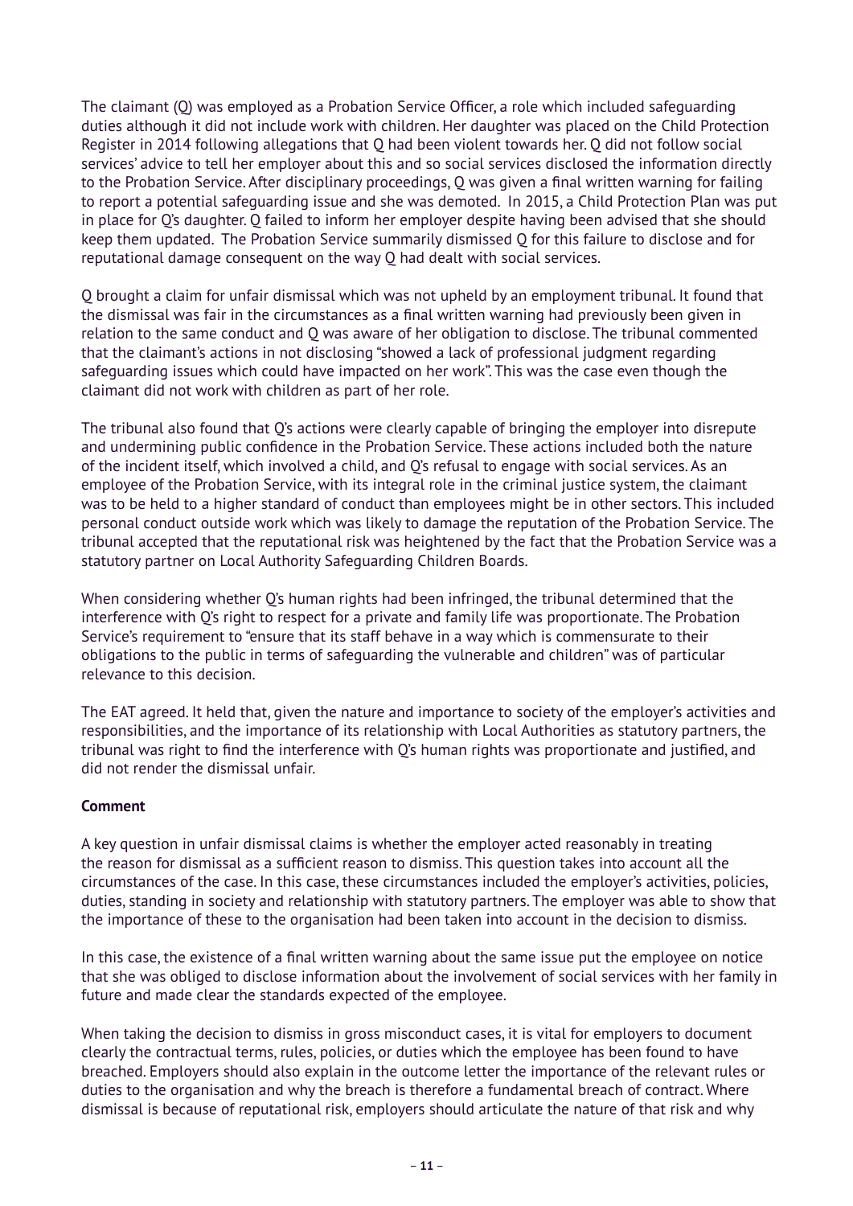The claimant (Q) was employed as a Probation Service Officer, a role which included safeguarding duties although it did not include work with children. Her daughter was placed on the Child Protection Register in 2014 following allegations that Q had been violent towards her. Q did not follow social services' advice to tell her employer about this and so social services disclosed the information directly to the Probation Service. After disciplinary proceedings, Q was given a final written warning for failing to report a potential safeguarding issue and she was demoted. In 2015, a Child Protection Plan was put in place for Q's daughter. Q failed to inform her employer despite having been advised that she should keep them updated. The Probation Service summarily dismissed Q for this failure to disclose and for reputational damage consequent on the way Q had dealt with social services.

Q brought a claim for unfair dismissal which was not upheld by an employment tribunal. It found that the dismissal was fair in the circumstances as a final written warning had previously been given in relation to the same conduct and Q was aware of her obligation to disclose. The tribunal commented that the claimant's actions in not disclosing "showed a lack of professional judgment regarding safeguarding issues which could have impacted on her work". This was the case even though the claimant did not work with children as part of her role.

The tribunal also found that Q's actions were clearly capable of bringing the employer into disrepute and undermining public confidence in the Probation Service. These actions included both the nature of the incident itself, which involved a child, and Q's refusal to engage with social services. As an employee of the Probation Service, with its integral role in the criminal justice system, the claimant was to be held to a higher standard of conduct than employees might be in other sectors. This included personal conduct outside work which was likely to damage the reputation of the Probation Service. The tribunal accepted that the reputational risk was heightened by the fact that the Probation Service was a statutory partner on Local Authority Safeguarding Children Boards.

When considering whether Q's human rights had been infringed, the tribunal determined that the interference with Q's right to respect for a private and family life was proportionate. The Probation Service's requirement to "ensure that its staff behave in a way which is commensurate to their obligations to the public in terms of safeguarding the vulnerable and children" was of particular relevance to this decision.

The EAT agreed. It held that, given the nature and importance to society of the employer's activities and responsibilities, and the importance of its relationship with Local Authorities as statutory partners, the tribunal was right to find the interference with Q's human rights was proportionate and justified, and did not render the dismissal unfair.

**Comment**

A key question in unfair dismissal claims is whether the employer acted reasonably in treating the reason for dismissal as a sufficient reason to dismiss. This question takes into account all the circumstances of the case. In this case, these circumstances included the employer's activities, policies, duties, standing in society and relationship with statutory partners. The employer was able to show that the importance of these to the organisation had been taken into account in the decision to dismiss.

In this case, the existence of a final written warning about the same issue put the employee on notice that she was obliged to disclose information about the involvement of social services with her family in future and made clear the standards expected of the employee.

When taking the decision to dismiss in gross misconduct cases, it is vital for employers to document clearly the contractual terms, rules, policies, or duties which the employee has been found to have breached. Employers should also explain in the outcome letter the importance of the relevant rules or duties to the organisation and why the breach is therefore a fundamental breach of contract. Where dismissal is because of reputational risk, employers should articulate the nature of that risk and why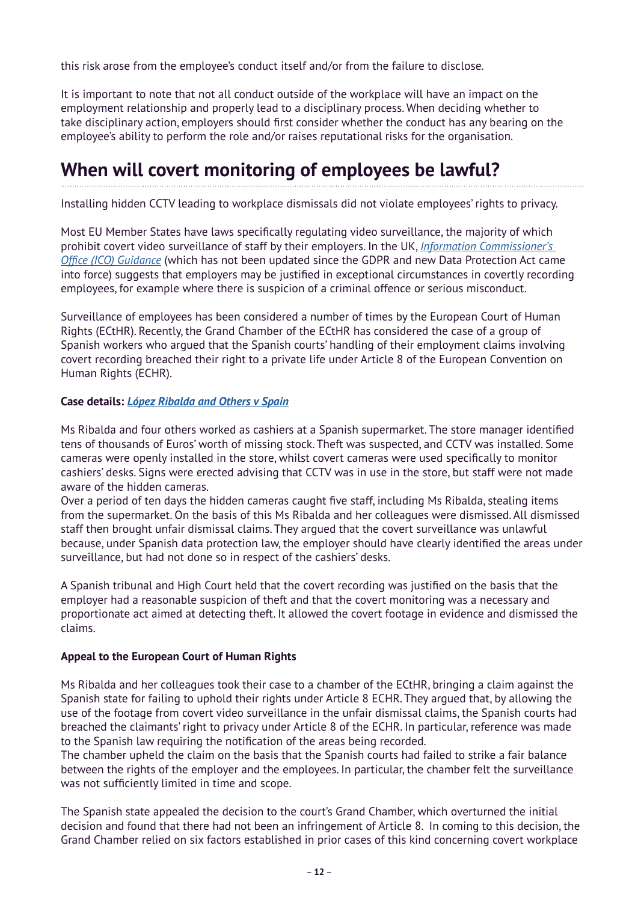this risk arose from the employee's conduct itself and/or from the failure to disclose.

It is important to note that not all conduct outside of the workplace will have an impact on the employment relationship and properly lead to a disciplinary process. When deciding whether to take disciplinary action, employers should first consider whether the conduct has any bearing on the employee's ability to perform the role and/or raises reputational risks for the organisation.

# When will covert monitoring of employees be lawful?

Installing hidden CCTV leading to workplace dismissals did not violate employees' rights to privacy.

Most EU Member States have laws specifically regulating video surveillance, the majority of which prohibit covert video surveillance of staff by their employers. In the UK, *Information Commissioner's Office (ICO) Guidance* (which has not been updated since the GDPR and new Data Protection Act came into force) suggests that employers may be justified in exceptional circumstances in covertly recording employees, for example where there is suspicion of a criminal offence or serious misconduct.

Surveillance of employees has been considered a number of times by the European Court of Human Rights (ECtHR). Recently, the Grand Chamber of the ECtHR has considered the case of a group of Spanish workers who argued that the Spanish courts' handling of their employment claims involving covert recording breached their right to a private life under Article 8 of the European Convention on Human Rights (ECHR).

**Case details: *López Ribalda and Others v Spain***

Ms Ribalda and four others worked as cashiers at a Spanish supermarket. The store manager identified tens of thousands of Euros' worth of missing stock. Theft was suspected, and CCTV was installed. Some cameras were openly installed in the store, whilst covert cameras were used specifically to monitor cashiers' desks. Signs were erected advising that CCTV was in use in the store, but staff were not made aware of the hidden cameras.

Over a period of ten days the hidden cameras caught five staff, including Ms Ribalda, stealing items from the supermarket. On the basis of this Ms Ribalda and her colleagues were dismissed. All dismissed staff then brought unfair dismissal claims. They argued that the covert surveillance was unlawful because, under Spanish data protection law, the employer should have clearly identified the areas under surveillance, but had not done so in respect of the cashiers' desks.

A Spanish tribunal and High Court held that the covert recording was justified on the basis that the employer had a reasonable suspicion of theft and that the covert monitoring was a necessary and proportionate act aimed at detecting theft. It allowed the covert footage in evidence and dismissed the claims.

**Appeal to the European Court of Human Rights**

Ms Ribalda and her colleagues took their case to a chamber of the ECtHR, bringing a claim against the Spanish state for failing to uphold their rights under Article 8 ECHR. They argued that, by allowing the use of the footage from covert video surveillance in the unfair dismissal claims, the Spanish courts had breached the claimants' right to privacy under Article 8 of the ECHR. In particular, reference was made to the Spanish law requiring the notification of the areas being recorded.

The chamber upheld the claim on the basis that the Spanish courts had failed to strike a fair balance between the rights of the employer and the employees. In particular, the chamber felt the surveillance was not sufficiently limited in time and scope.

The Spanish state appealed the decision to the court's Grand Chamber, which overturned the initial decision and found that there had not been an infringement of Article 8. In coming to this decision, the Grand Chamber relied on six factors established in prior cases of this kind concerning covert workplace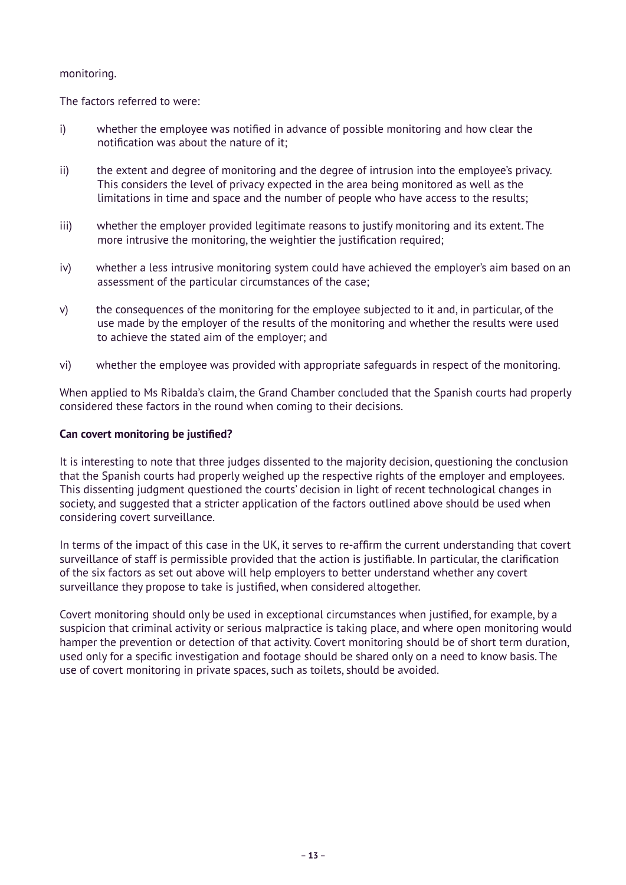monitoring.

The factors referred to were:

i) whether the employee was notified in advance of possible monitoring and how clear the notification was about the nature of it;

ii) the extent and degree of monitoring and the degree of intrusion into the employee's privacy. This considers the level of privacy expected in the area being monitored as well as the limitations in time and space and the number of people who have access to the results;

iii) whether the employer provided legitimate reasons to justify monitoring and its extent. The more intrusive the monitoring, the weightier the justification required;

iv) whether a less intrusive monitoring system could have achieved the employer's aim based on an assessment of the particular circumstances of the case;

v) the consequences of the monitoring for the employee subjected to it and, in particular, of the use made by the employer of the results of the monitoring and whether the results were used to achieve the stated aim of the employer; and

vi) whether the employee was provided with appropriate safeguards in respect of the monitoring.

When applied to Ms Ribalda's claim, the Grand Chamber concluded that the Spanish courts had properly considered these factors in the round when coming to their decisions.

**Can covert monitoring be justified?**

It is interesting to note that three judges dissented to the majority decision, questioning the conclusion that the Spanish courts had properly weighed up the respective rights of the employer and employees. This dissenting judgment questioned the courts' decision in light of recent technological changes in society, and suggested that a stricter application of the factors outlined above should be used when considering covert surveillance.

In terms of the impact of this case in the UK, it serves to re-affirm the current understanding that covert surveillance of staff is permissible provided that the action is justifiable. In particular, the clarification of the six factors as set out above will help employers to better understand whether any covert surveillance they propose to take is justified, when considered altogether.

Covert monitoring should only be used in exceptional circumstances when justified, for example, by a suspicion that criminal activity or serious malpractice is taking place, and where open monitoring would hamper the prevention or detection of that activity. Covert monitoring should be of short term duration, used only for a specific investigation and footage should be shared only on a need to know basis. The use of covert monitoring in private spaces, such as toilets, should be avoided.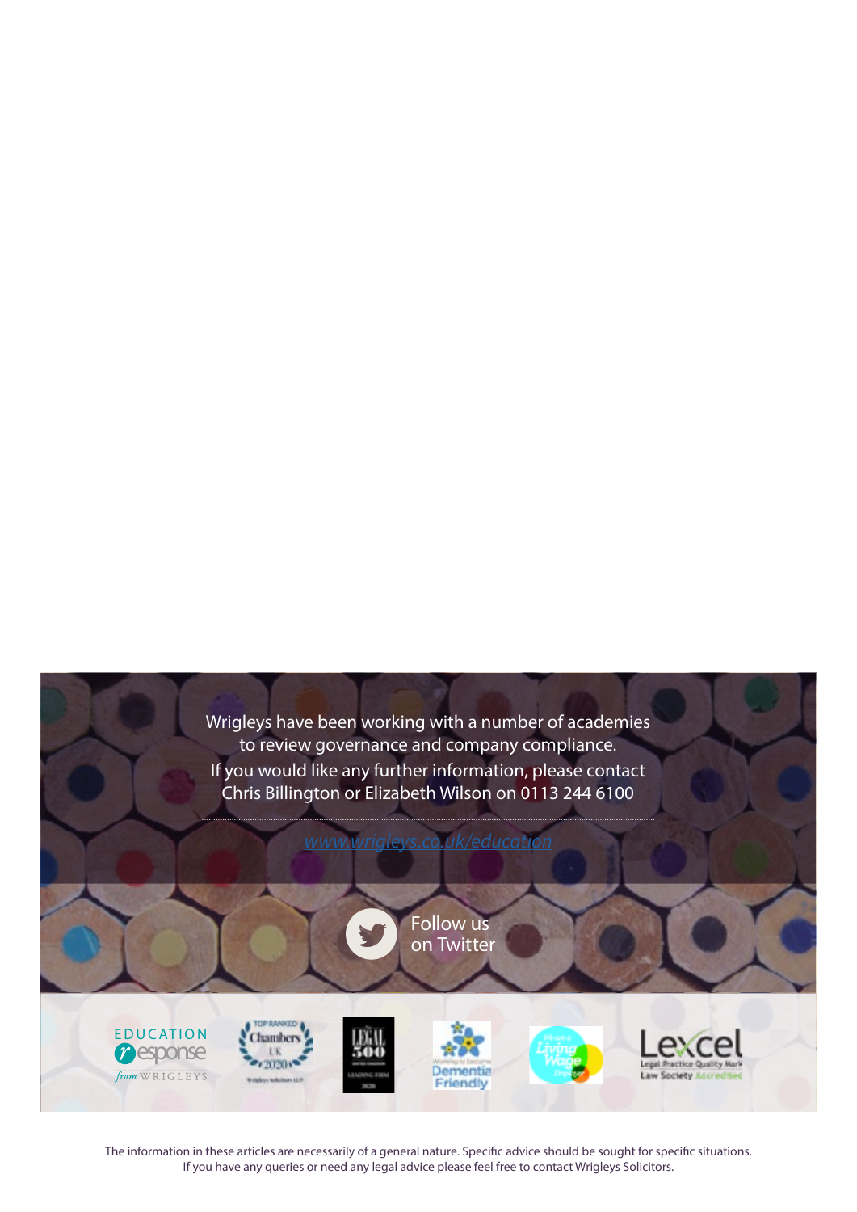Wrigleys have been working with a number of academies to review governance and company compliance.
If you would like any further information, please contact Chris Billington or Elizabeth Wilson on 0113 244 6100

www.wrigleys.co.uk/education

Follow us on Twitter

The information in these articles are necessarily of a general nature. Specific advice should be sought for specific situations.
If you have any queries or need any legal advice please feel free to contact Wrigleys Solicitors.